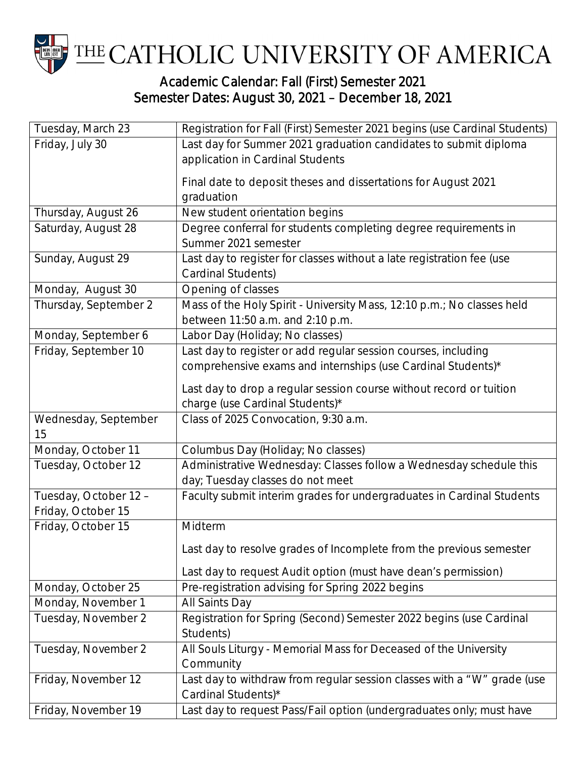# THE CATHOLIC UNIVERSITY OF AMERICA

## Academic Calendar: Fall (First) Semester 2021
## Semester Dates: August 30, 2021 – December 18, 2021

| Date | Event |
|---|---|
| Tuesday, March 23 | Registration for Fall (First) Semester 2021 begins (use Cardinal Students) |
| Friday, July 30 | Last day for Summer 2021 graduation candidates to submit diploma application in Cardinal Students<br><br>Final date to deposit theses and dissertations for August 2021 graduation |
| Thursday, August 26 | New student orientation begins |
| Saturday, August 28 | Degree conferral for students completing degree requirements in Summer 2021 semester |
| Sunday, August 29 | Last day to register for classes without a late registration fee (use Cardinal Students) |
| Monday, August 30 | Opening of classes |
| Thursday, September 2 | Mass of the Holy Spirit - University Mass, 12:10 p.m.; No classes held between 11:50 a.m. and 2:10 p.m. |
| Monday, September 6 | Labor Day (Holiday; No classes) |
| Friday, September 10 | Last day to register or add regular session courses, including comprehensive exams and internships (use Cardinal Students)*<br><br>Last day to drop a regular session course without record or tuition charge (use Cardinal Students)* |
| Wednesday, September 15 | Class of 2025 Convocation, 9:30 a.m. |
| Monday, October 11 | Columbus Day (Holiday; No classes) |
| Tuesday, October 12 | Administrative Wednesday: Classes follow a Wednesday schedule this day; Tuesday classes do not meet |
| Tuesday, October 12 – Friday, October 15 | Faculty submit interim grades for undergraduates in Cardinal Students |
| Friday, October 15 | Midterm<br><br>Last day to resolve grades of Incomplete from the previous semester<br><br>Last day to request Audit option (must have dean's permission) |
| Monday, October 25 | Pre-registration advising for Spring 2022 begins |
| Monday, November 1 | All Saints Day |
| Tuesday, November 2 | Registration for Spring (Second) Semester 2022 begins (use Cardinal Students) |
| Tuesday, November 2 | All Souls Liturgy - Memorial Mass for Deceased of the University Community |
| Friday, November 12 | Last day to withdraw from regular session classes with a "W" grade (use Cardinal Students)* |
| Friday, November 19 | Last day to request Pass/Fail option (undergraduates only; must have |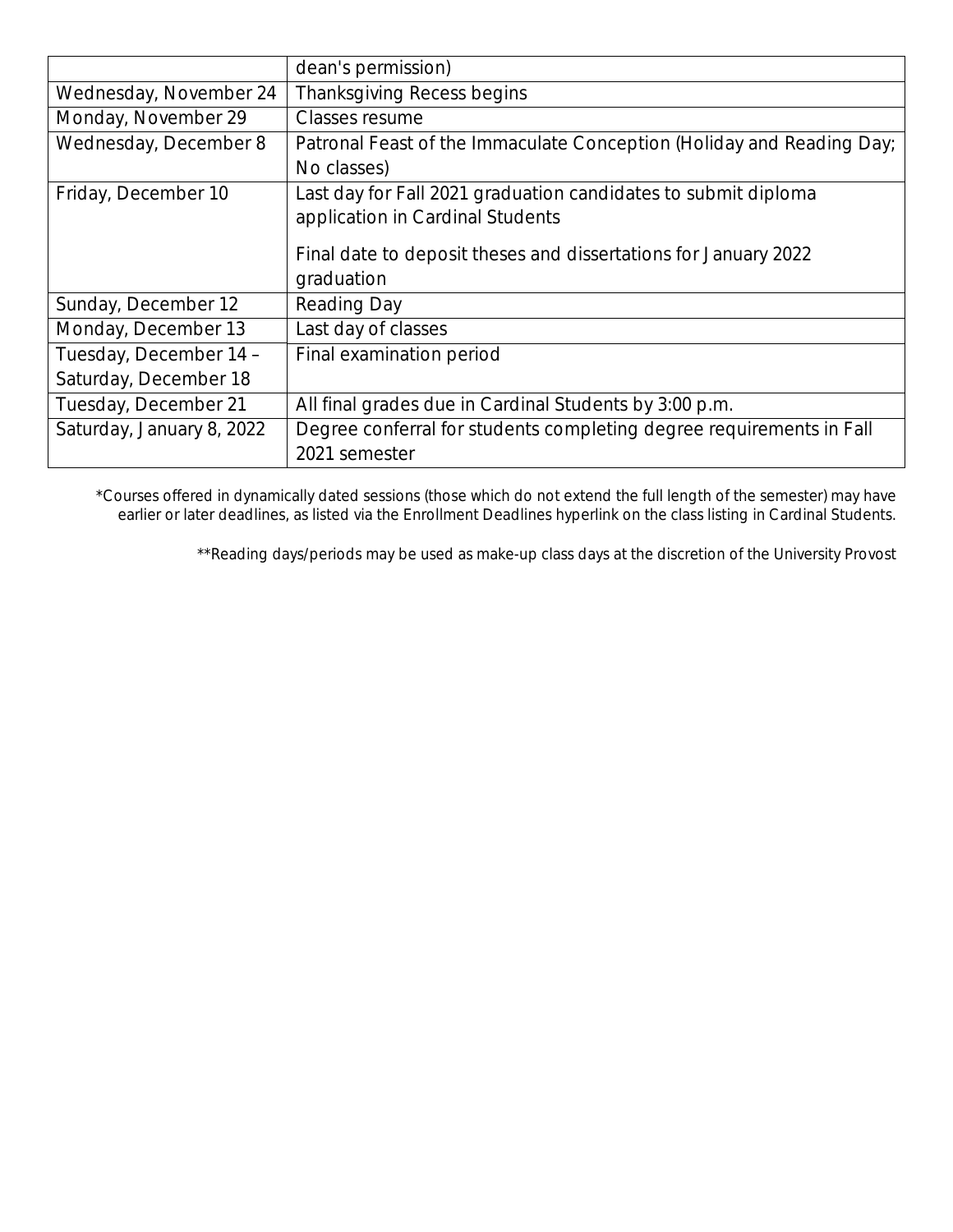| | |
|---|---|
| | dean's permission) |
| Wednesday, November 24 | Thanksgiving Recess begins |
| Monday, November 29 | Classes resume |
| Wednesday, December 8 | Patronal Feast of the Immaculate Conception (Holiday and Reading Day; No classes) |
| Friday, December 10 | Last day for Fall 2021 graduation candidates to submit diploma application in Cardinal Students<br><br>Final date to deposit theses and dissertations for January 2022 graduation |
| Sunday, December 12 | Reading Day |
| Monday, December 13 | Last day of classes |
| Tuesday, December 14 – Saturday, December 18 | Final examination period |
| Tuesday, December 21 | All final grades due in Cardinal Students by 3:00 p.m. |
| Saturday, January 8, 2022 | Degree conferral for students completing degree requirements in Fall 2021 semester |

*Courses offered in dynamically dated sessions (those which do not extend the full length of the semester) may have earlier or later deadlines, as listed via the Enrollment Deadlines hyperlink on the class listing in Cardinal Students.

**Reading days/periods may be used as make-up class days at the discretion of the University Provost